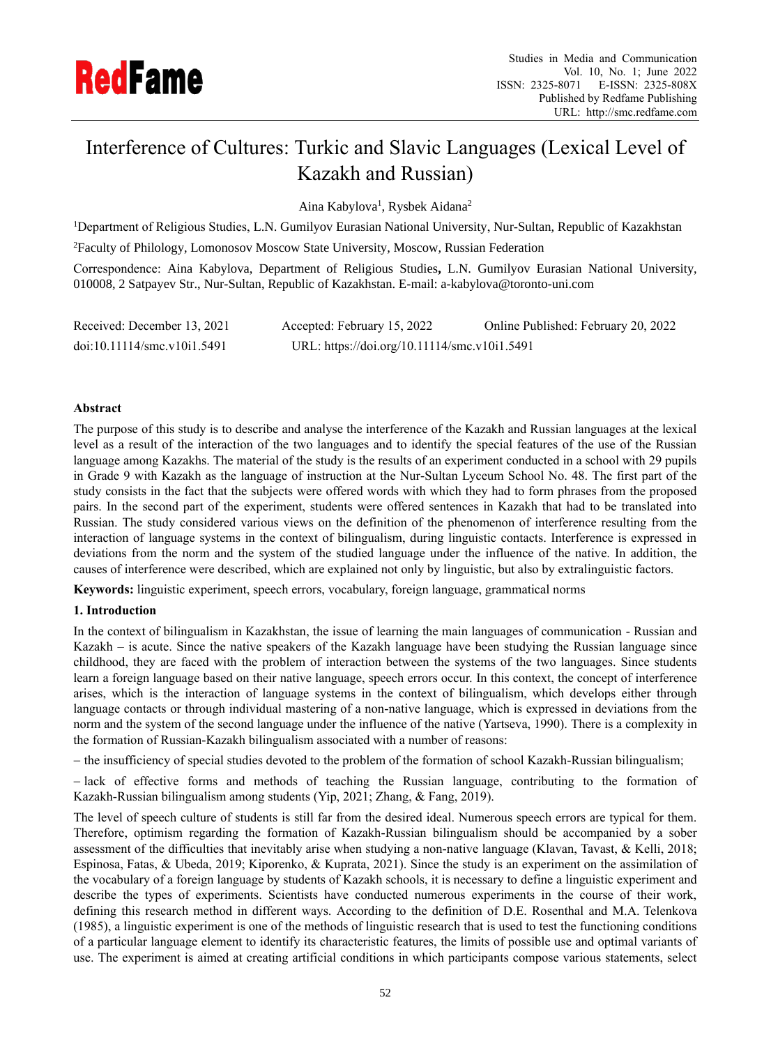# Interference of Cultures: Turkic and Slavic Languages (Lexical Level of Kazakh and Russian)

Aina Kabylova[1], Rysbek Aidana[2]

[1]Department of Religious Studies, L.N. Gumilyov Eurasian National University, Nur-Sultan, Republic of Kazakhstan

[2]Faculty of Philology, Lomonosov Moscow State University, Moscow, Russian Federation

Correspondence: Aina Kabylova, Department of Religious Studies**,** L.N. Gumilyov Eurasian National University, 010008, 2 Satpayev Str., Nur-Sultan, Republic of Kazakhstan. E-mail: a-kabylova@toronto-uni.com

Received: December 13, 2021 Accepted: February 15, 2022 Online Published: February 20, 2022

doi:10.11114/smc.v10i1.5491 URL: https://doi.org/10.11114/smc.v10i1.5491

## Abstract

The purpose of this study is to describe and analyse the interference of the Kazakh and Russian languages at the lexical level as a result of the interaction of the two languages and to identify the special features of the use of the Russian language among Kazakhs. The material of the study is the results of an experiment conducted in a school with 29 pupils in Grade 9 with Kazakh as the language of instruction at the Nur-Sultan Lyceum School No. 48. The first part of the study consists in the fact that the subjects were offered words with which they had to form phrases from the proposed pairs. In the second part of the experiment, students were offered sentences in Kazakh that had to be translated into Russian. The study considered various views on the definition of the phenomenon of interference resulting from the interaction of language systems in the context of bilingualism, during linguistic contacts. Interference is expressed in deviations from the norm and the system of the studied language under the influence of the native. In addition, the causes of interference were described, which are explained not only by linguistic, but also by extralinguistic factors.

**Keywords:** linguistic experiment, speech errors, vocabulary, foreign language, grammatical norms

## 1. Introduction

In the context of bilingualism in Kazakhstan, the issue of learning the main languages of communication - Russian and Kazakh – is acute. Since the native speakers of the Kazakh language have been studying the Russian language since childhood, they are faced with the problem of interaction between the systems of the two languages. Since students learn a foreign language based on their native language, speech errors occur. In this context, the concept of interference arises, which is the interaction of language systems in the context of bilingualism, which develops either through language contacts or through individual mastering of a non-native language, which is expressed in deviations from the norm and the system of the second language under the influence of the native (Yartseva, 1990). There is a complexity in the formation of Russian-Kazakh bilingualism associated with a number of reasons:

– the insufficiency of special studies devoted to the problem of the formation of school Kazakh-Russian bilingualism;

– lack of effective forms and methods of teaching the Russian language, contributing to the formation of Kazakh-Russian bilingualism among students (Yip, 2021; Zhang, & Fang, 2019).

The level of speech culture of students is still far from the desired ideal. Numerous speech errors are typical for them. Therefore, optimism regarding the formation of Kazakh-Russian bilingualism should be accompanied by a sober assessment of the difficulties that inevitably arise when studying a non-native language (Klavan, Tavast, & Kelli, 2018; Espinosa, Fatas, & Ubeda, 2019; Kiporenko, & Kuprata, 2021). Since the study is an experiment on the assimilation of the vocabulary of a foreign language by students of Kazakh schools, it is necessary to define a linguistic experiment and describe the types of experiments. Scientists have conducted numerous experiments in the course of their work, defining this research method in different ways. According to the definition of D.E. Rosenthal and M.A. Telenkova (1985), a linguistic experiment is one of the methods of linguistic research that is used to test the functioning conditions of a particular language element to identify its characteristic features, the limits of possible use and optimal variants of use. The experiment is aimed at creating artificial conditions in which participants compose various statements, select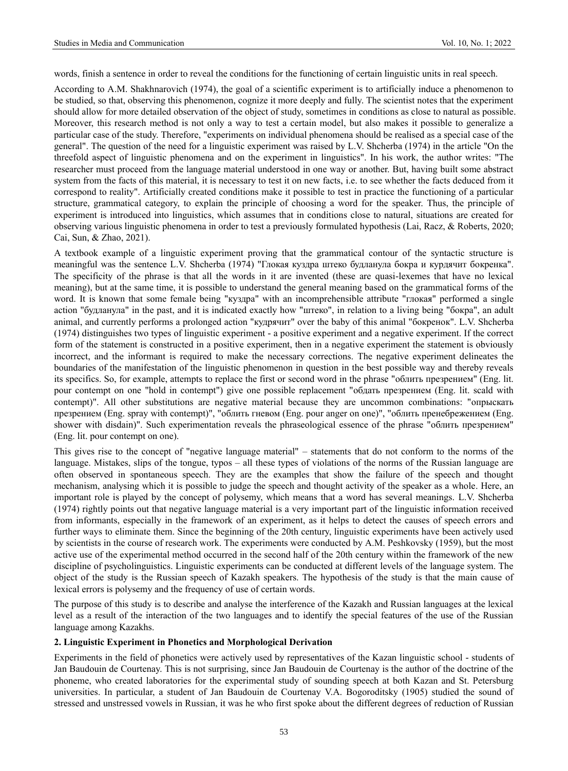words, finish a sentence in order to reveal the conditions for the functioning of certain linguistic units in real speech.

According to A.M. Shakhnarovich (1974), the goal of a scientific experiment is to artificially induce a phenomenon to be studied, so that, observing this phenomenon, cognize it more deeply and fully. The scientist notes that the experiment should allow for more detailed observation of the object of study, sometimes in conditions as close to natural as possible. Moreover, this research method is not only a way to test a certain model, but also makes it possible to generalize a particular case of the study. Therefore, "experiments on individual phenomena should be realised as a special case of the general". The question of the need for a linguistic experiment was raised by L.V. Shcherba (1974) in the article "On the threefold aspect of linguistic phenomena and on the experiment in linguistics". In his work, the author writes: "The researcher must proceed from the language material understood in one way or another. But, having built some abstract system from the facts of this material, it is necessary to test it on new facts, i.e. to see whether the facts deduced from it correspond to reality". Artificially created conditions make it possible to test in practice the functioning of a particular structure, grammatical category, to explain the principle of choosing a word for the speaker. Thus, the principle of experiment is introduced into linguistics, which assumes that in conditions close to natural, situations are created for observing various linguistic phenomena in order to test a previously formulated hypothesis (Lai, Racz, & Roberts, 2020; Cai, Sun, & Zhao, 2021).

A textbook example of a linguistic experiment proving that the grammatical contour of the syntactic structure is meaningful was the sentence L.V. Shcherba (1974) "Глокая куздра штеко будланула бокра и курдячит бокренка". The specificity of the phrase is that all the words in it are invented (these are quasi-lexemes that have no lexical meaning), but at the same time, it is possible to understand the general meaning based on the grammatical forms of the word. It is known that some female being "куздра" with an incomprehensible attribute "глокая" performed a single action "будланула" in the past, and it is indicated exactly how "штеко", in relation to a living being "бокра", an adult animal, and currently performs a prolonged action "кудрячит" over the baby of this animal "бокренок". L.V. Shcherba (1974) distinguishes two types of linguistic experiment - a positive experiment and a negative experiment. If the correct form of the statement is constructed in a positive experiment, then in a negative experiment the statement is obviously incorrect, and the informant is required to make the necessary corrections. The negative experiment delineates the boundaries of the manifestation of the linguistic phenomenon in question in the best possible way and thereby reveals its specifics. So, for example, attempts to replace the first or second word in the phrase "облить презрением" (Eng. lit. pour contempt on one "hold in contempt") give one possible replacement "обдать презрением (Eng. lit. scald with contempt)". All other substitutions are negative material because they are uncommon combinations: "опрыскать презрением (Eng. spray with contempt)", "облить гневом (Eng. pour anger on one)", "облить пренебрежением (Eng. shower with disdain)". Such experimentation reveals the phraseological essence of the phrase "облить презрением" (Eng. lit. pour contempt on one).

This gives rise to the concept of "negative language material" – statements that do not conform to the norms of the language. Mistakes, slips of the tongue, typos – all these types of violations of the norms of the Russian language are often observed in spontaneous speech. They are the examples that show the failure of the speech and thought mechanism, analysing which it is possible to judge the speech and thought activity of the speaker as a whole. Here, an important role is played by the concept of polysemy, which means that a word has several meanings. L.V. Shcherba (1974) rightly points out that negative language material is a very important part of the linguistic information received from informants, especially in the framework of an experiment, as it helps to detect the causes of speech errors and further ways to eliminate them. Since the beginning of the 20th century, linguistic experiments have been actively used by scientists in the course of research work. The experiments were conducted by A.M. Peshkovsky (1959), but the most active use of the experimental method occurred in the second half of the 20th century within the framework of the new discipline of psycholinguistics. Linguistic experiments can be conducted at different levels of the language system. The object of the study is the Russian speech of Kazakh speakers. The hypothesis of the study is that the main cause of lexical errors is polysemy and the frequency of use of certain words.

The purpose of this study is to describe and analyse the interference of the Kazakh and Russian languages at the lexical level as a result of the interaction of the two languages and to identify the special features of the use of the Russian language among Kazakhs.

## 2. Linguistic Experiment in Phonetics and Morphological Derivation

Experiments in the field of phonetics were actively used by representatives of the Kazan linguistic school - students of Jan Baudouin de Courtenay. This is not surprising, since Jan Baudouin de Courtenay is the author of the doctrine of the phoneme, who created laboratories for the experimental study of sounding speech at both Kazan and St. Petersburg universities. In particular, a student of Jan Baudouin de Courtenay V.A. Bogoroditsky (1905) studied the sound of stressed and unstressed vowels in Russian, it was he who first spoke about the different degrees of reduction of Russian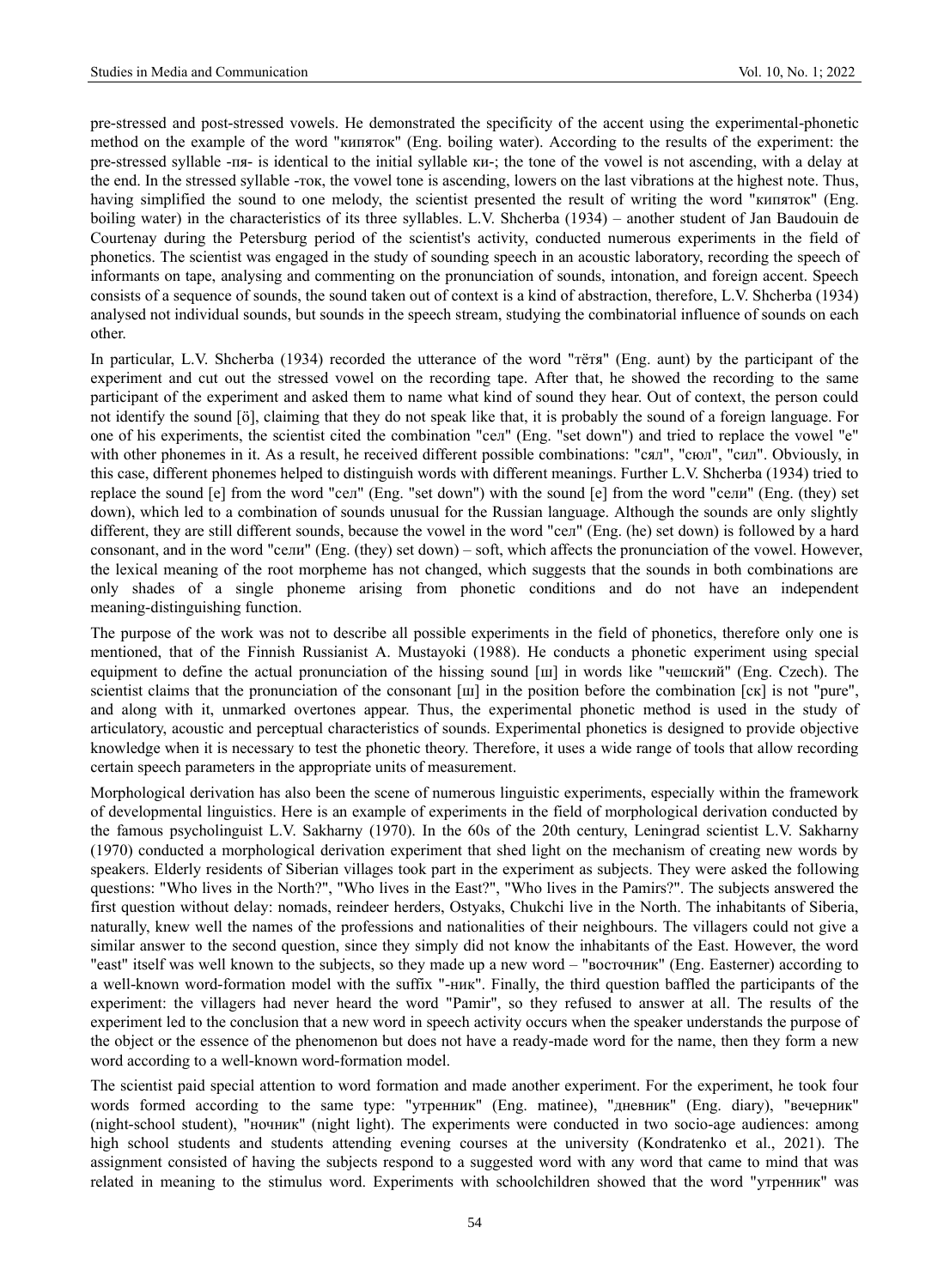pre-stressed and post-stressed vowels. He demonstrated the specificity of the accent using the experimental-phonetic method on the example of the word "кипяток" (Eng. boiling water). According to the results of the experiment: the pre-stressed syllable -пя- is identical to the initial syllable ки-; the tone of the vowel is not ascending, with a delay at the end. In the stressed syllable -ток, the vowel tone is ascending, lowers on the last vibrations at the highest note. Thus, having simplified the sound to one melody, the scientist presented the result of writing the word "кипяток" (Eng. boiling water) in the characteristics of its three syllables. L.V. Shcherba (1934) – another student of Jan Baudouin de Courtenay during the Petersburg period of the scientist's activity, conducted numerous experiments in the field of phonetics. The scientist was engaged in the study of sounding speech in an acoustic laboratory, recording the speech of informants on tape, analysing and commenting on the pronunciation of sounds, intonation, and foreign accent. Speech consists of a sequence of sounds, the sound taken out of context is a kind of abstraction, therefore, L.V. Shcherba (1934) analysed not individual sounds, but sounds in the speech stream, studying the combinatorial influence of sounds on each other.

In particular, L.V. Shcherba (1934) recorded the utterance of the word "тётя" (Eng. aunt) by the participant of the experiment and cut out the stressed vowel on the recording tape. After that, he showed the recording to the same participant of the experiment and asked them to name what kind of sound they hear. Out of context, the person could not identify the sound [ö], claiming that they do not speak like that, it is probably the sound of a foreign language. For one of his experiments, the scientist cited the combination "сел" (Eng. "set down") and tried to replace the vowel "е" with other phonemes in it. As a result, he received different possible combinations: "сял", "сюл", "сил". Obviously, in this case, different phonemes helped to distinguish words with different meanings. Further L.V. Shcherba (1934) tried to replace the sound [е] from the word "сел" (Eng. "set down") with the sound [е] from the word "сели" (Eng. (they) set down), which led to a combination of sounds unusual for the Russian language. Although the sounds are only slightly different, they are still different sounds, because the vowel in the word "сел" (Eng. (he) set down) is followed by a hard consonant, and in the word "сели" (Eng. (they) set down) – soft, which affects the pronunciation of the vowel. However, the lexical meaning of the root morpheme has not changed, which suggests that the sounds in both combinations are only shades of a single phoneme arising from phonetic conditions and do not have an independent meaning-distinguishing function.

The purpose of the work was not to describe all possible experiments in the field of phonetics, therefore only one is mentioned, that of the Finnish Russianist A. Mustayoki (1988). He conducts a phonetic experiment using special equipment to define the actual pronunciation of the hissing sound [ш] in words like "чешский" (Eng. Czech). The scientist claims that the pronunciation of the consonant [ш] in the position before the combination [ск] is not "pure", and along with it, unmarked overtones appear. Thus, the experimental phonetic method is used in the study of articulatory, acoustic and perceptual characteristics of sounds. Experimental phonetics is designed to provide objective knowledge when it is necessary to test the phonetic theory. Therefore, it uses a wide range of tools that allow recording certain speech parameters in the appropriate units of measurement.

Morphological derivation has also been the scene of numerous linguistic experiments, especially within the framework of developmental linguistics. Here is an example of experiments in the field of morphological derivation conducted by the famous psycholinguist L.V. Sakharny (1970). In the 60s of the 20th century, Leningrad scientist L.V. Sakharny (1970) conducted a morphological derivation experiment that shed light on the mechanism of creating new words by speakers. Elderly residents of Siberian villages took part in the experiment as subjects. They were asked the following questions: "Who lives in the North?", "Who lives in the East?", "Who lives in the Pamirs?". The subjects answered the first question without delay: nomads, reindeer herders, Ostyaks, Chukchi live in the North. The inhabitants of Siberia, naturally, knew well the names of the professions and nationalities of their neighbours. The villagers could not give a similar answer to the second question, since they simply did not know the inhabitants of the East. However, the word "east" itself was well known to the subjects, so they made up a new word – "восточник" (Eng. Easterner) according to a well-known word-formation model with the suffix "-ник". Finally, the third question baffled the participants of the experiment: the villagers had never heard the word "Pamir", so they refused to answer at all. The results of the experiment led to the conclusion that a new word in speech activity occurs when the speaker understands the purpose of the object or the essence of the phenomenon but does not have a ready-made word for the name, then they form a new word according to a well-known word-formation model.

The scientist paid special attention to word formation and made another experiment. For the experiment, he took four words formed according to the same type: "утренник" (Eng. matinee), "дневник" (Eng. diary), "вечерник" (night-school student), "ночник" (night light). The experiments were conducted in two socio-age audiences: among high school students and students attending evening courses at the university (Kondratenko et al., 2021). The assignment consisted of having the subjects respond to a suggested word with any word that came to mind that was related in meaning to the stimulus word. Experiments with schoolchildren showed that the word "утренник" was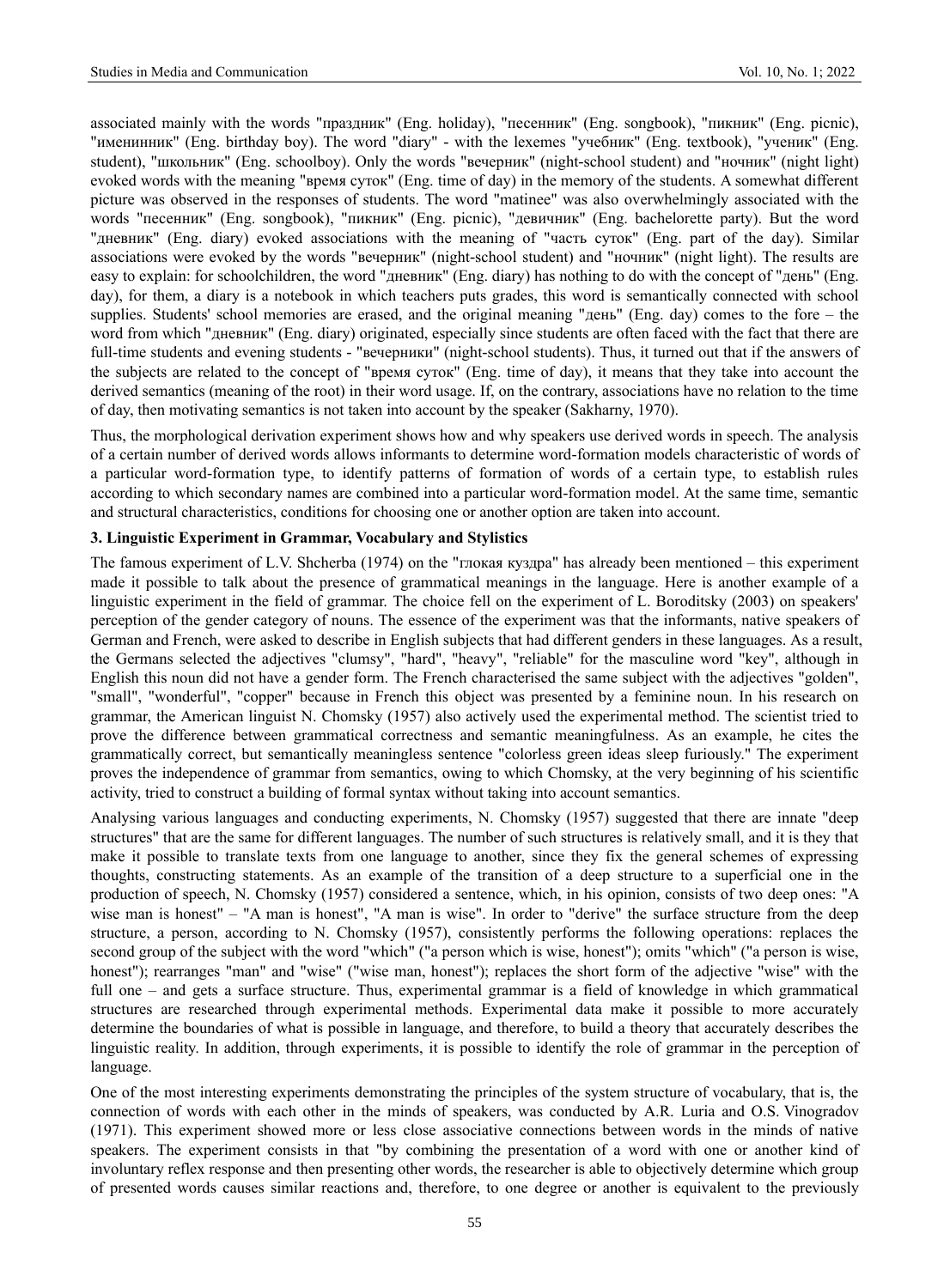associated mainly with the words "праздник" (Eng. holiday), "песенник" (Eng. songbook), "пикник" (Eng. picnic), "именинник" (Eng. birthday boy). The word "diary" - with the lexemes "учебник" (Eng. textbook), "ученик" (Eng. student), "школьник" (Eng. schoolboy). Only the words "вечерник" (night-school student) and "ночник" (night light) evoked words with the meaning "время суток" (Eng. time of day) in the memory of the students. A somewhat different picture was observed in the responses of students. The word "matinee" was also overwhelmingly associated with the words "песенник" (Eng. songbook), "пикник" (Eng. picnic), "девичник" (Eng. bachelorette party). But the word "дневник" (Eng. diary) evoked associations with the meaning of "часть суток" (Eng. part of the day). Similar associations were evoked by the words "вечерник" (night-school student) and "ночник" (night light). The results are easy to explain: for schoolchildren, the word "дневник" (Eng. diary) has nothing to do with the concept of "день" (Eng. day), for them, a diary is a notebook in which teachers puts grades, this word is semantically connected with school supplies. Students' school memories are erased, and the original meaning "день" (Eng. day) comes to the fore – the word from which "дневник" (Eng. diary) originated, especially since students are often faced with the fact that there are full-time students and evening students - "вечерники" (night-school students). Thus, it turned out that if the answers of the subjects are related to the concept of "время суток" (Eng. time of day), it means that they take into account the derived semantics (meaning of the root) in their word usage. If, on the contrary, associations have no relation to the time of day, then motivating semantics is not taken into account by the speaker (Sakharny, 1970).

Thus, the morphological derivation experiment shows how and why speakers use derived words in speech. The analysis of a certain number of derived words allows informants to determine word-formation models characteristic of words of a particular word-formation type, to identify patterns of formation of words of a certain type, to establish rules according to which secondary names are combined into a particular word-formation model. At the same time, semantic and structural characteristics, conditions for choosing one or another option are taken into account.

### 3. Linguistic Experiment in Grammar, Vocabulary and Stylistics

The famous experiment of L.V. Shcherba (1974) on the "глокая куздра" has already been mentioned – this experiment made it possible to talk about the presence of grammatical meanings in the language. Here is another example of a linguistic experiment in the field of grammar. The choice fell on the experiment of L. Boroditsky (2003) on speakers' perception of the gender category of nouns. The essence of the experiment was that the informants, native speakers of German and French, were asked to describe in English subjects that had different genders in these languages. As a result, the Germans selected the adjectives "clumsy", "hard", "heavy", "reliable" for the masculine word "key", although in English this noun did not have a gender form. The French characterised the same subject with the adjectives "golden", "small", "wonderful", "copper" because in French this object was presented by a feminine noun. In his research on grammar, the American linguist N. Chomsky (1957) also actively used the experimental method. The scientist tried to prove the difference between grammatical correctness and semantic meaningfulness. As an example, he cites the grammatically correct, but semantically meaningless sentence "colorless green ideas sleep furiously." The experiment proves the independence of grammar from semantics, owing to which Chomsky, at the very beginning of his scientific activity, tried to construct a building of formal syntax without taking into account semantics.

Analysing various languages and conducting experiments, N. Chomsky (1957) suggested that there are innate "deep structures" that are the same for different languages. The number of such structures is relatively small, and it is they that make it possible to translate texts from one language to another, since they fix the general schemes of expressing thoughts, constructing statements. As an example of the transition of a deep structure to a superficial one in the production of speech, N. Chomsky (1957) considered a sentence, which, in his opinion, consists of two deep ones: "A wise man is honest" – "A man is honest", "A man is wise". In order to "derive" the surface structure from the deep structure, a person, according to N. Chomsky (1957), consistently performs the following operations: replaces the second group of the subject with the word "which" ("a person which is wise, honest"); omits "which" ("a person is wise, honest"); rearranges "man" and "wise" ("wise man, honest"); replaces the short form of the adjective "wise" with the full one – and gets a surface structure. Thus, experimental grammar is a field of knowledge in which grammatical structures are researched through experimental methods. Experimental data make it possible to more accurately determine the boundaries of what is possible in language, and therefore, to build a theory that accurately describes the linguistic reality. In addition, through experiments, it is possible to identify the role of grammar in the perception of language.

One of the most interesting experiments demonstrating the principles of the system structure of vocabulary, that is, the connection of words with each other in the minds of speakers, was conducted by A.R. Luria and O.S. Vinogradov (1971). This experiment showed more or less close associative connections between words in the minds of native speakers. The experiment consists in that "by combining the presentation of a word with one or another kind of involuntary reflex response and then presenting other words, the researcher is able to objectively determine which group of presented words causes similar reactions and, therefore, to one degree or another is equivalent to the previously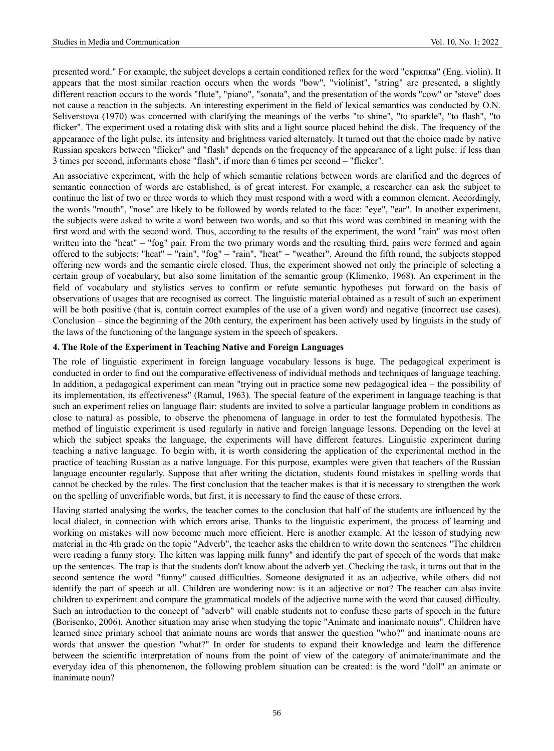presented word." For example, the subject develops a certain conditioned reflex for the word "скрипка" (Eng. violin). It appears that the most similar reaction occurs when the words "bow", "violinist", "string" are presented, a slightly different reaction occurs to the words "flute", "piano", "sonata", and the presentation of the words "cow" or "stove" does not cause a reaction in the subjects. An interesting experiment in the field of lexical semantics was conducted by O.N. Seliverstova (1970) was concerned with clarifying the meanings of the verbs "to shine", "to sparkle", "to flash", "to flicker". The experiment used a rotating disk with slits and a light source placed behind the disk. The frequency of the appearance of the light pulse, its intensity and brightness varied alternately. It turned out that the choice made by native Russian speakers between "flicker" and "flash" depends on the frequency of the appearance of a light pulse: if less than 3 times per second, informants chose "flash", if more than 6 times per second – "flicker".

An associative experiment, with the help of which semantic relations between words are clarified and the degrees of semantic connection of words are established, is of great interest. For example, a researcher can ask the subject to continue the list of two or three words to which they must respond with a word with a common element. Accordingly, the words "mouth", "nose" are likely to be followed by words related to the face: "eye", "ear". In another experiment, the subjects were asked to write a word between two words, and so that this word was combined in meaning with the first word and with the second word. Thus, according to the results of the experiment, the word "rain" was most often written into the "heat" – "fog" pair. From the two primary words and the resulting third, pairs were formed and again offered to the subjects: "heat" – "rain", "fog" – "rain", "heat" – "weather". Around the fifth round, the subjects stopped offering new words and the semantic circle closed. Thus, the experiment showed not only the principle of selecting a certain group of vocabulary, but also some limitation of the semantic group (Klimenko, 1968). An experiment in the field of vocabulary and stylistics serves to confirm or refute semantic hypotheses put forward on the basis of observations of usages that are recognised as correct. The linguistic material obtained as a result of such an experiment will be both positive (that is, contain correct examples of the use of a given word) and negative (incorrect use cases). Conclusion – since the beginning of the 20th century, the experiment has been actively used by linguists in the study of the laws of the functioning of the language system in the speech of speakers.

### 4. The Role of the Experiment in Teaching Native and Foreign Languages

The role of linguistic experiment in foreign language vocabulary lessons is huge. The pedagogical experiment is conducted in order to find out the comparative effectiveness of individual methods and techniques of language teaching. In addition, a pedagogical experiment can mean "trying out in practice some new pedagogical idea – the possibility of its implementation, its effectiveness" (Ramul, 1963). The special feature of the experiment in language teaching is that such an experiment relies on language flair: students are invited to solve a particular language problem in conditions as close to natural as possible, to observe the phenomena of language in order to test the formulated hypothesis. The method of linguistic experiment is used regularly in native and foreign language lessons. Depending on the level at which the subject speaks the language, the experiments will have different features. Linguistic experiment during teaching a native language. To begin with, it is worth considering the application of the experimental method in the practice of teaching Russian as a native language. For this purpose, examples were given that teachers of the Russian language encounter regularly. Suppose that after writing the dictation, students found mistakes in spelling words that cannot be checked by the rules. The first conclusion that the teacher makes is that it is necessary to strengthen the work on the spelling of unverifiable words, but first, it is necessary to find the cause of these errors.

Having started analysing the works, the teacher comes to the conclusion that half of the students are influenced by the local dialect, in connection with which errors arise. Thanks to the linguistic experiment, the process of learning and working on mistakes will now become much more efficient. Here is another example. At the lesson of studying new material in the 4th grade on the topic "Adverb", the teacher asks the children to write down the sentences "The children were reading a funny story. The kitten was lapping milk funny" and identify the part of speech of the words that make up the sentences. The trap is that the students don't know about the adverb yet. Checking the task, it turns out that in the second sentence the word "funny" caused difficulties. Someone designated it as an adjective, while others did not identify the part of speech at all. Children are wondering now: is it an adjective or not? The teacher can also invite children to experiment and compare the grammatical models of the adjective name with the word that caused difficulty. Such an introduction to the concept of "adverb" will enable students not to confuse these parts of speech in the future (Borisenko, 2006). Another situation may arise when studying the topic "Animate and inanimate nouns". Children have learned since primary school that animate nouns are words that answer the question "who?" and inanimate nouns are words that answer the question "what?" In order for students to expand their knowledge and learn the difference between the scientific interpretation of nouns from the point of view of the category of animate/inanimate and the everyday idea of this phenomenon, the following problem situation can be created: is the word "doll" an animate or inanimate noun?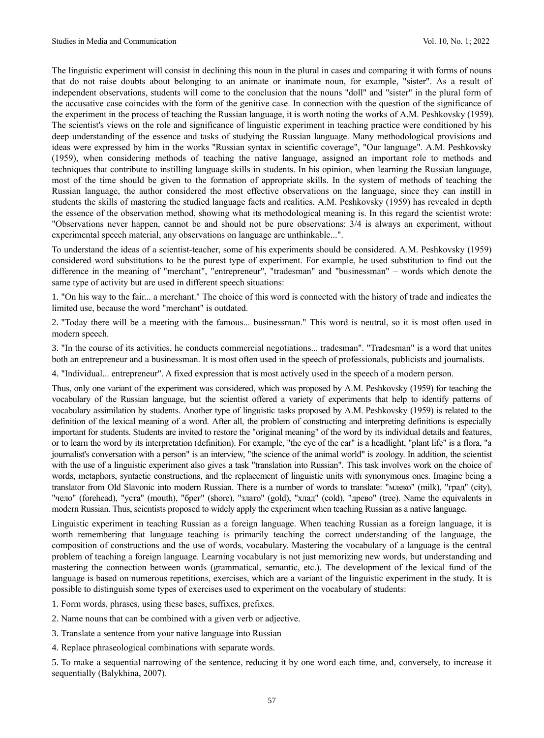The linguistic experiment will consist in declining this noun in the plural in cases and comparing it with forms of nouns that do not raise doubts about belonging to an animate or inanimate noun, for example, "sister". As a result of independent observations, students will come to the conclusion that the nouns "doll" and "sister" in the plural form of the accusative case coincides with the form of the genitive case. In connection with the question of the significance of the experiment in the process of teaching the Russian language, it is worth noting the works of A.M. Peshkovsky (1959). The scientist's views on the role and significance of linguistic experiment in teaching practice were conditioned by his deep understanding of the essence and tasks of studying the Russian language. Many methodological provisions and ideas were expressed by him in the works "Russian syntax in scientific coverage", "Our language". A.M. Peshkovsky (1959), when considering methods of teaching the native language, assigned an important role to methods and techniques that contribute to instilling language skills in students. In his opinion, when learning the Russian language, most of the time should be given to the formation of appropriate skills. In the system of methods of teaching the Russian language, the author considered the most effective observations on the language, since they can instill in students the skills of mastering the studied language facts and realities. A.M. Peshkovsky (1959) has revealed in depth the essence of the observation method, showing what its methodological meaning is. In this regard the scientist wrote: "Observations never happen, cannot be and should not be pure observations: 3/4 is always an experiment, without experimental speech material, any observations on language are unthinkable...".

To understand the ideas of a scientist-teacher, some of his experiments should be considered. A.M. Peshkovsky (1959) considered word substitutions to be the purest type of experiment. For example, he used substitution to find out the difference in the meaning of "merchant", "entrepreneur", "tradesman" and "businessman" – words which denote the same type of activity but are used in different speech situations:

1. "On his way to the fair... a merchant." The choice of this word is connected with the history of trade and indicates the limited use, because the word "merchant" is outdated.

2. "Today there will be a meeting with the famous... businessman." This word is neutral, so it is most often used in modern speech.

3. "In the course of its activities, he conducts commercial negotiations... tradesman". "Tradesman" is a word that unites both an entrepreneur and a businessman. It is most often used in the speech of professionals, publicists and journalists.

4. "Individual... entrepreneur". A fixed expression that is most actively used in the speech of a modern person.

Thus, only one variant of the experiment was considered, which was proposed by A.M. Peshkovsky (1959) for teaching the vocabulary of the Russian language, but the scientist offered a variety of experiments that help to identify patterns of vocabulary assimilation by students. Another type of linguistic tasks proposed by A.M. Peshkovsky (1959) is related to the definition of the lexical meaning of a word. After all, the problem of constructing and interpreting definitions is especially important for students. Students are invited to restore the "original meaning" of the word by its individual details and features, or to learn the word by its interpretation (definition). For example, "the eye of the car" is a headlight, "plant life" is a flora, "a journalist's conversation with a person" is an interview, "the science of the animal world" is zoology. In addition, the scientist with the use of a linguistic experiment also gives a task "translation into Russian". This task involves work on the choice of words, metaphors, syntactic constructions, and the replacement of linguistic units with synonymous ones. Imagine being a translator from Old Slavonic into modern Russian. There is a number of words to translate: "млеко" (milk), "град" (city), "чело" (forehead), "уста" (mouth), "брег" (shore), "злато" (gold), "хлад" (cold), "древо" (tree). Name the equivalents in modern Russian. Thus, scientists proposed to widely apply the experiment when teaching Russian as a native language.

Linguistic experiment in teaching Russian as a foreign language. When teaching Russian as a foreign language, it is worth remembering that language teaching is primarily teaching the correct understanding of the language, the composition of constructions and the use of words, vocabulary. Mastering the vocabulary of a language is the central problem of teaching a foreign language. Learning vocabulary is not just memorizing new words, but understanding and mastering the connection between words (grammatical, semantic, etc.). The development of the lexical fund of the language is based on numerous repetitions, exercises, which are a variant of the linguistic experiment in the study. It is possible to distinguish some types of exercises used to experiment on the vocabulary of students:

1. Form words, phrases, using these bases, suffixes, prefixes.

2. Name nouns that can be combined with a given verb or adjective.

3. Translate a sentence from your native language into Russian

4. Replace phraseological combinations with separate words.

5. To make a sequential narrowing of the sentence, reducing it by one word each time, and, conversely, to increase it sequentially (Balykhina, 2007).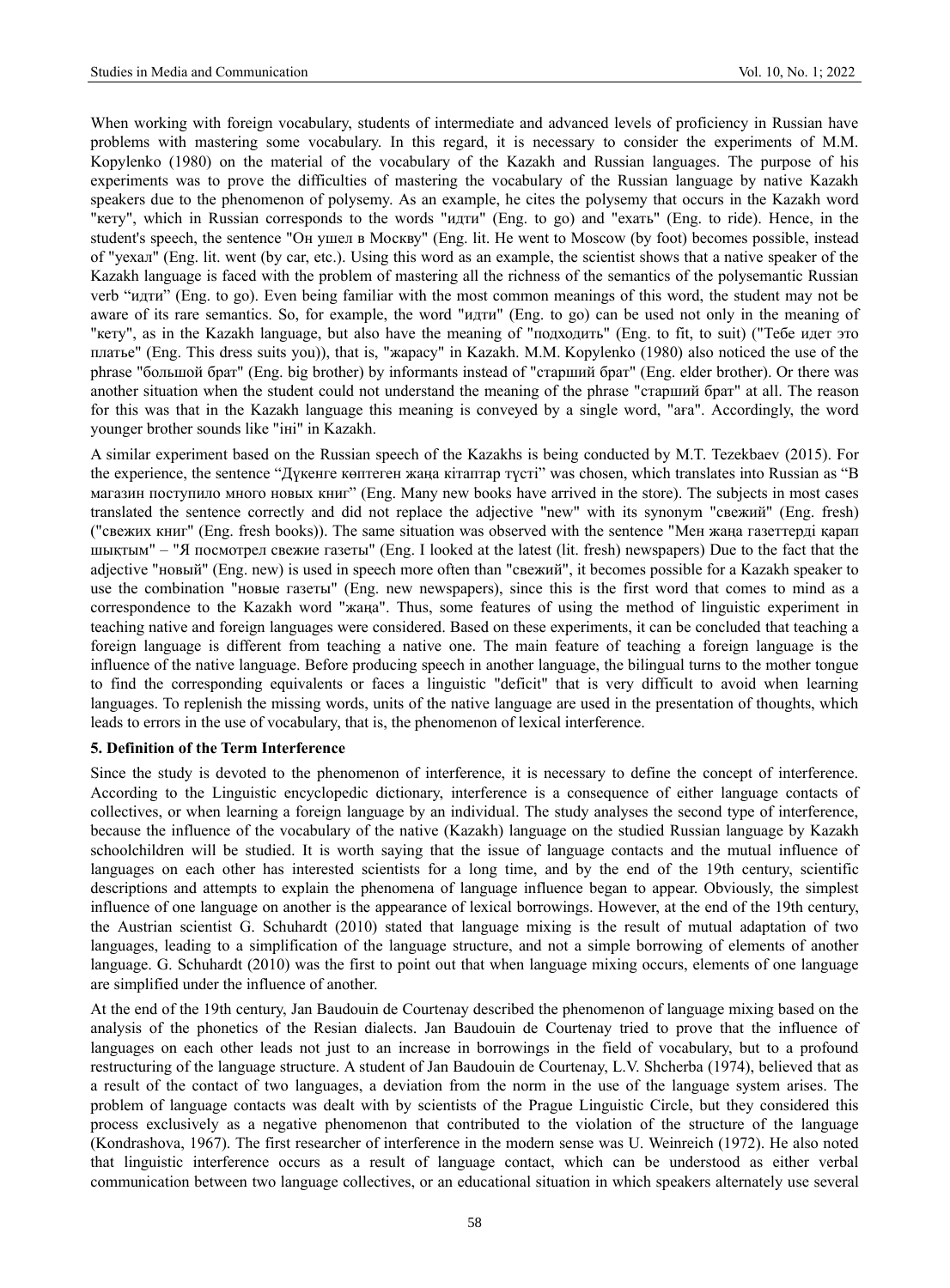When working with foreign vocabulary, students of intermediate and advanced levels of proficiency in Russian have problems with mastering some vocabulary. In this regard, it is necessary to consider the experiments of M.M. Kopylenko (1980) on the material of the vocabulary of the Kazakh and Russian languages. The purpose of his experiments was to prove the difficulties of mastering the vocabulary of the Russian language by native Kazakh speakers due to the phenomenon of polysemy. As an example, he cites the polysemy that occurs in the Kazakh word "кету", which in Russian corresponds to the words "идти" (Eng. to go) and "ехать" (Eng. to ride). Hence, in the student's speech, the sentence "Он ушел в Москву" (Eng. lit. He went to Moscow (by foot) becomes possible, instead of "уехал" (Eng. lit. went (by car, etc.). Using this word as an example, the scientist shows that a native speaker of the Kazakh language is faced with the problem of mastering all the richness of the semantics of the polysemantic Russian verb "идти" (Eng. to go). Even being familiar with the most common meanings of this word, the student may not be aware of its rare semantics. So, for example, the word "идти" (Eng. to go) can be used not only in the meaning of "кету", as in the Kazakh language, but also have the meaning of "подходить" (Eng. to fit, to suit) ("Тебе идет это платье" (Eng. This dress suits you)), that is, "жарасу" in Kazakh. M.M. Kopylenko (1980) also noticed the use of the phrase "большой брат" (Eng. big brother) by informants instead of "старший брат" (Eng. elder brother). Or there was another situation when the student could not understand the meaning of the phrase "старший брат" at all. The reason for this was that in the Kazakh language this meaning is conveyed by a single word, "аға". Accordingly, the word younger brother sounds like "іні" in Kazakh.

A similar experiment based on the Russian speech of the Kazakhs is being conducted by M.T. Tezekbaev (2015). For the experience, the sentence "Дүкенге көптеген жаңа кітаптар түсті" was chosen, which translates into Russian as "В магазин поступило много новых книг" (Eng. Many new books have arrived in the store). The subjects in most cases translated the sentence correctly and did not replace the adjective "new" with its synonym "свежий" (Eng. fresh) ("свежих книг" (Eng. fresh books)). The same situation was observed with the sentence "Мен жаңа газеттерді қарап шықтым" – "Я посмотрел свежие газеты" (Eng. I looked at the latest (lit. fresh) newspapers) Due to the fact that the adjective "новый" (Eng. new) is used in speech more often than "свежий", it becomes possible for a Kazakh speaker to use the combination "новые газеты" (Eng. new newspapers), since this is the first word that comes to mind as a correspondence to the Kazakh word "жаңа". Thus, some features of using the method of linguistic experiment in teaching native and foreign languages were considered. Based on these experiments, it can be concluded that teaching a foreign language is different from teaching a native one. The main feature of teaching a foreign language is the influence of the native language. Before producing speech in another language, the bilingual turns to the mother tongue to find the corresponding equivalents or faces a linguistic "deficit" that is very difficult to avoid when learning languages. To replenish the missing words, units of the native language are used in the presentation of thoughts, which leads to errors in the use of vocabulary, that is, the phenomenon of lexical interference.

## 5. Definition of the Term Interference

Since the study is devoted to the phenomenon of interference, it is necessary to define the concept of interference. According to the Linguistic encyclopedic dictionary, interference is a consequence of either language contacts of collectives, or when learning a foreign language by an individual. The study analyses the second type of interference, because the influence of the vocabulary of the native (Kazakh) language on the studied Russian language by Kazakh schoolchildren will be studied. It is worth saying that the issue of language contacts and the mutual influence of languages on each other has interested scientists for a long time, and by the end of the 19th century, scientific descriptions and attempts to explain the phenomena of language influence began to appear. Obviously, the simplest influence of one language on another is the appearance of lexical borrowings. However, at the end of the 19th century, the Austrian scientist G. Schuhardt (2010) stated that language mixing is the result of mutual adaptation of two languages, leading to a simplification of the language structure, and not a simple borrowing of elements of another language. G. Schuhardt (2010) was the first to point out that when language mixing occurs, elements of one language are simplified under the influence of another.

At the end of the 19th century, Jan Baudouin de Courtenay described the phenomenon of language mixing based on the analysis of the phonetics of the Resian dialects. Jan Baudouin de Courtenay tried to prove that the influence of languages on each other leads not just to an increase in borrowings in the field of vocabulary, but to a profound restructuring of the language structure. A student of Jan Baudouin de Courtenay, L.V. Shcherba (1974), believed that as a result of the contact of two languages, a deviation from the norm in the use of the language system arises. The problem of language contacts was dealt with by scientists of the Prague Linguistic Circle, but they considered this process exclusively as a negative phenomenon that contributed to the violation of the structure of the language (Kondrashova, 1967). The first researcher of interference in the modern sense was U. Weinreich (1972). He also noted that linguistic interference occurs as a result of language contact, which can be understood as either verbal communication between two language collectives, or an educational situation in which speakers alternately use several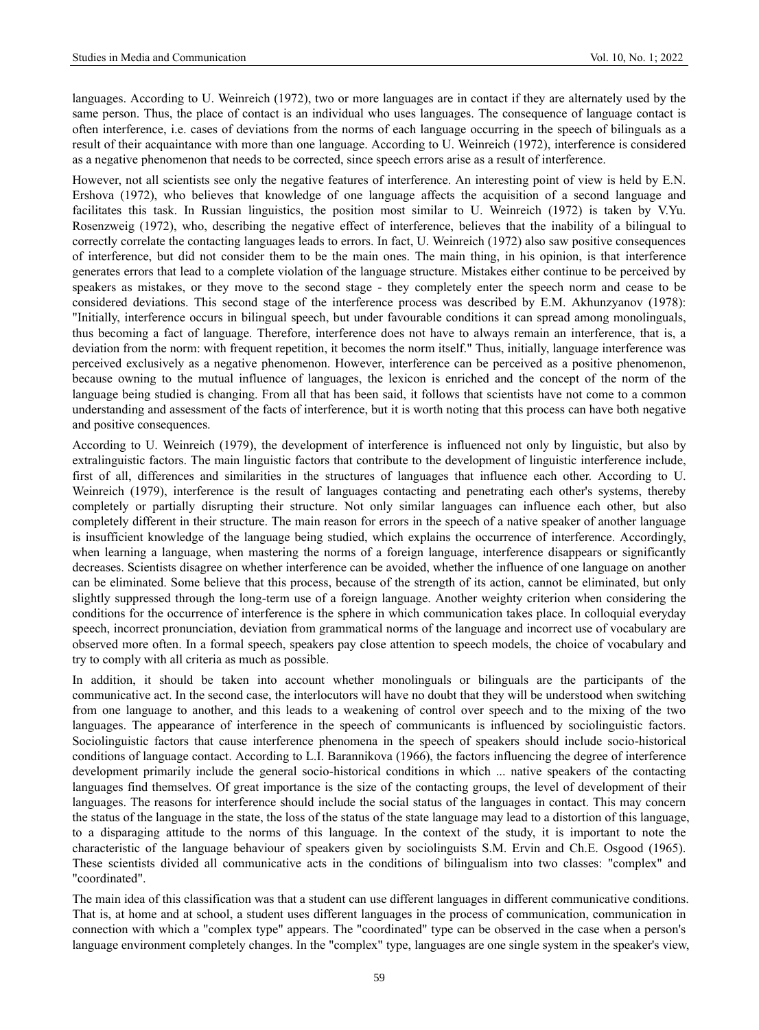languages. According to U. Weinreich (1972), two or more languages are in contact if they are alternately used by the same person. Thus, the place of contact is an individual who uses languages. The consequence of language contact is often interference, i.e. cases of deviations from the norms of each language occurring in the speech of bilinguals as a result of their acquaintance with more than one language. According to U. Weinreich (1972), interference is considered as a negative phenomenon that needs to be corrected, since speech errors arise as a result of interference.

However, not all scientists see only the negative features of interference. An interesting point of view is held by E.N. Ershova (1972), who believes that knowledge of one language affects the acquisition of a second language and facilitates this task. In Russian linguistics, the position most similar to U. Weinreich (1972) is taken by V.Yu. Rosenzweig (1972), who, describing the negative effect of interference, believes that the inability of a bilingual to correctly correlate the contacting languages leads to errors. In fact, U. Weinreich (1972) also saw positive consequences of interference, but did not consider them to be the main ones. The main thing, in his opinion, is that interference generates errors that lead to a complete violation of the language structure. Mistakes either continue to be perceived by speakers as mistakes, or they move to the second stage - they completely enter the speech norm and cease to be considered deviations. This second stage of the interference process was described by E.M. Akhunzyanov (1978): "Initially, interference occurs in bilingual speech, but under favourable conditions it can spread among monolinguals, thus becoming a fact of language. Therefore, interference does not have to always remain an interference, that is, a deviation from the norm: with frequent repetition, it becomes the norm itself." Thus, initially, language interference was perceived exclusively as a negative phenomenon. However, interference can be perceived as a positive phenomenon, because owning to the mutual influence of languages, the lexicon is enriched and the concept of the norm of the language being studied is changing. From all that has been said, it follows that scientists have not come to a common understanding and assessment of the facts of interference, but it is worth noting that this process can have both negative and positive consequences.

According to U. Weinreich (1979), the development of interference is influenced not only by linguistic, but also by extralinguistic factors. The main linguistic factors that contribute to the development of linguistic interference include, first of all, differences and similarities in the structures of languages that influence each other. According to U. Weinreich (1979), interference is the result of languages contacting and penetrating each other's systems, thereby completely or partially disrupting their structure. Not only similar languages can influence each other, but also completely different in their structure. The main reason for errors in the speech of a native speaker of another language is insufficient knowledge of the language being studied, which explains the occurrence of interference. Accordingly, when learning a language, when mastering the norms of a foreign language, interference disappears or significantly decreases. Scientists disagree on whether interference can be avoided, whether the influence of one language on another can be eliminated. Some believe that this process, because of the strength of its action, cannot be eliminated, but only slightly suppressed through the long-term use of a foreign language. Another weighty criterion when considering the conditions for the occurrence of interference is the sphere in which communication takes place. In colloquial everyday speech, incorrect pronunciation, deviation from grammatical norms of the language and incorrect use of vocabulary are observed more often. In a formal speech, speakers pay close attention to speech models, the choice of vocabulary and try to comply with all criteria as much as possible.

In addition, it should be taken into account whether monolinguals or bilinguals are the participants of the communicative act. In the second case, the interlocutors will have no doubt that they will be understood when switching from one language to another, and this leads to a weakening of control over speech and to the mixing of the two languages. The appearance of interference in the speech of communicants is influenced by sociolinguistic factors. Sociolinguistic factors that cause interference phenomena in the speech of speakers should include socio-historical conditions of language contact. According to L.I. Barannikova (1966), the factors influencing the degree of interference development primarily include the general socio-historical conditions in which ... native speakers of the contacting languages find themselves. Of great importance is the size of the contacting groups, the level of development of their languages. The reasons for interference should include the social status of the languages in contact. This may concern the status of the language in the state, the loss of the status of the state language may lead to a distortion of this language, to a disparaging attitude to the norms of this language. In the context of the study, it is important to note the characteristic of the language behaviour of speakers given by sociolinguists S.M. Ervin and Ch.E. Osgood (1965). These scientists divided all communicative acts in the conditions of bilingualism into two classes: "complex" and "coordinated".

The main idea of this classification was that a student can use different languages in different communicative conditions. That is, at home and at school, a student uses different languages in the process of communication, communication in connection with which a "complex type" appears. The "coordinated" type can be observed in the case when a person's language environment completely changes. In the "complex" type, languages are one single system in the speaker's view,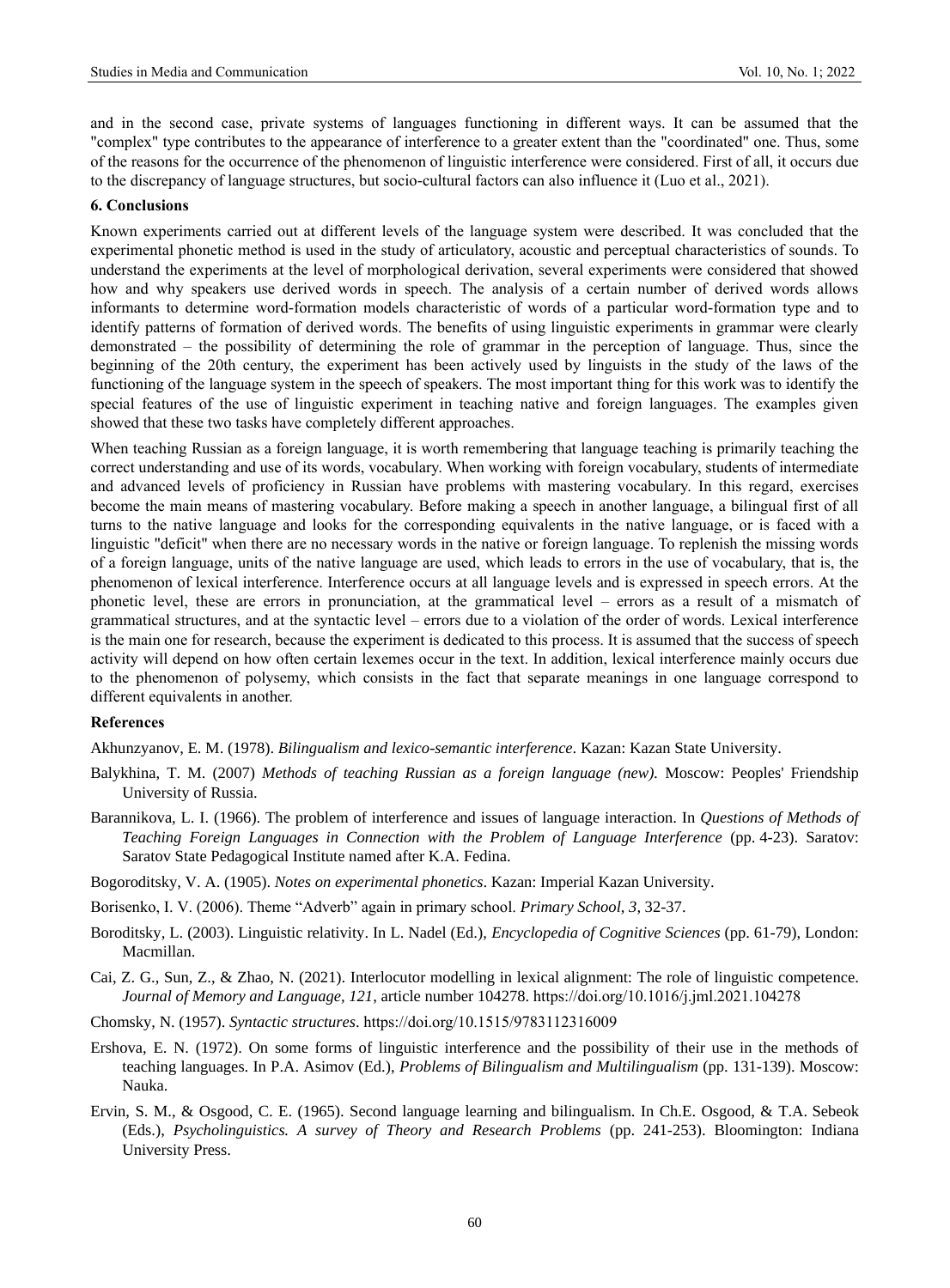and in the second case, private systems of languages functioning in different ways. It can be assumed that the "complex" type contributes to the appearance of interference to a greater extent than the "coordinated" one. Thus, some of the reasons for the occurrence of the phenomenon of linguistic interference were considered. First of all, it occurs due to the discrepancy of language structures, but socio-cultural factors can also influence it (Luo et al., 2021).

## 6. Conclusions

Known experiments carried out at different levels of the language system were described. It was concluded that the experimental phonetic method is used in the study of articulatory, acoustic and perceptual characteristics of sounds. To understand the experiments at the level of morphological derivation, several experiments were considered that showed how and why speakers use derived words in speech. The analysis of a certain number of derived words allows informants to determine word-formation models characteristic of words of a particular word-formation type and to identify patterns of formation of derived words. The benefits of using linguistic experiments in grammar were clearly demonstrated – the possibility of determining the role of grammar in the perception of language. Thus, since the beginning of the 20th century, the experiment has been actively used by linguists in the study of the laws of the functioning of the language system in the speech of speakers. The most important thing for this work was to identify the special features of the use of linguistic experiment in teaching native and foreign languages. The examples given showed that these two tasks have completely different approaches.

When teaching Russian as a foreign language, it is worth remembering that language teaching is primarily teaching the correct understanding and use of its words, vocabulary. When working with foreign vocabulary, students of intermediate and advanced levels of proficiency in Russian have problems with mastering vocabulary. In this regard, exercises become the main means of mastering vocabulary. Before making a speech in another language, a bilingual first of all turns to the native language and looks for the corresponding equivalents in the native language, or is faced with a linguistic "deficit" when there are no necessary words in the native or foreign language. To replenish the missing words of a foreign language, units of the native language are used, which leads to errors in the use of vocabulary, that is, the phenomenon of lexical interference. Interference occurs at all language levels and is expressed in speech errors. At the phonetic level, these are errors in pronunciation, at the grammatical level – errors as a result of a mismatch of grammatical structures, and at the syntactic level – errors due to a violation of the order of words. Lexical interference is the main one for research, because the experiment is dedicated to this process. It is assumed that the success of speech activity will depend on how often certain lexemes occur in the text. In addition, lexical interference mainly occurs due to the phenomenon of polysemy, which consists in the fact that separate meanings in one language correspond to different equivalents in another.

## References

Akhunzyanov, E. M. (1978). *Bilingualism and lexico-semantic interference*. Kazan: Kazan State University.

Balykhina, T. M. (2007) *Methods of teaching Russian as a foreign language (new)*. Moscow: Peoples' Friendship University of Russia.

Barannikova, L. I. (1966). The problem of interference and issues of language interaction. In *Questions of Methods of Teaching Foreign Languages in Connection with the Problem of Language Interference* (pp. 4-23). Saratov: Saratov State Pedagogical Institute named after K.A. Fedina.

Bogoroditsky, V. A. (1905). *Notes on experimental phonetics*. Kazan: Imperial Kazan University.

Borisenko, I. V. (2006). Theme "Adverb" again in primary school. *Primary School, 3*, 32-37.

Boroditsky, L. (2003). Linguistic relativity. In L. Nadel (Ed.), *Encyclopedia of Cognitive Sciences* (pp. 61-79), London: Macmillan.

Cai, Z. G., Sun, Z., & Zhao, N. (2021). Interlocutor modelling in lexical alignment: The role of linguistic competence. *Journal of Memory and Language, 121*, article number 104278. https://doi.org/10.1016/j.jml.2021.104278

Chomsky, N. (1957). *Syntactic structures*. https://doi.org/10.1515/9783112316009

Ershova, E. N. (1972). On some forms of linguistic interference and the possibility of their use in the methods of teaching languages. In P.A. Asimov (Ed.), *Problems of Bilingualism and Multilingualism* (pp. 131-139). Moscow: Nauka.

Ervin, S. M., & Osgood, C. E. (1965). Second language learning and bilingualism. In Ch.E. Osgood, & T.A. Sebeok (Eds.), *Psycholinguistics. A survey of Theory and Research Problems* (pp. 241-253). Bloomington: Indiana University Press.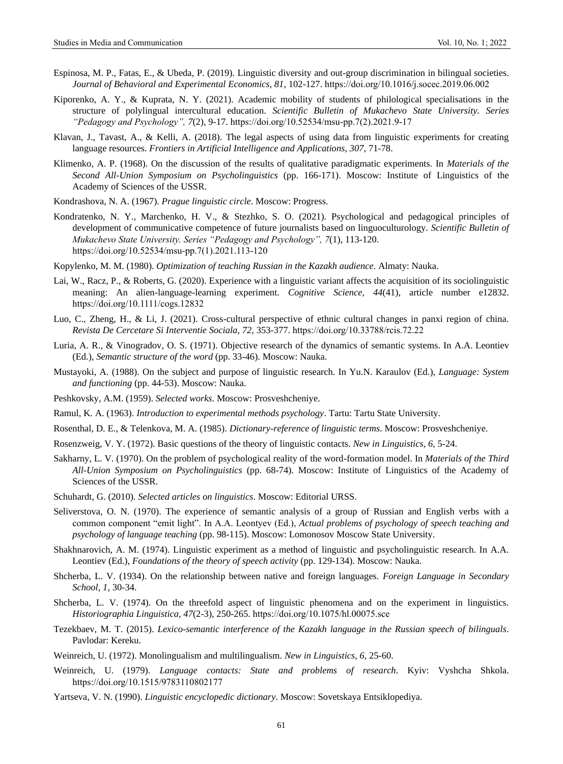Espinosa, M. P., Fatas, E., & Ubeda, P. (2019). Linguistic diversity and out-group discrimination in bilingual societies. *Journal of Behavioral and Experimental Economics, 81*, 102-127. https://doi.org/10.1016/j.socec.2019.06.002

Kiporenko, A. Y., & Kuprata, N. Y. (2021). Academic mobility of students of philological specialisations in the structure of polylingual intercultural education. *Scientific Bulletin of Mukachevo State University. Series "Pedagogy and Psychology", 7*(2), 9-17. https://doi.org/10.52534/msu-pp.7(2).2021.9-17

Klavan, J., Tavast, A., & Kelli, A. (2018). The legal aspects of using data from linguistic experiments for creating language resources. *Frontiers in Artificial Intelligence and Applications, 307*, 71-78.

Klimenko, A. P. (1968). On the discussion of the results of qualitative paradigmatic experiments. In *Materials of the Second All-Union Symposium on Psycholinguistics* (pp. 166-171). Moscow: Institute of Linguistics of the Academy of Sciences of the USSR.

Kondrashova, N. A. (1967). *Prague linguistic circle*. Moscow: Progress.

Kondratenko, N. Y., Marchenko, H. V., & Stezhko, S. O. (2021). Psychological and pedagogical principles of development of communicative competence of future journalists based on linguoculturology. *Scientific Bulletin of Mukachevo State University. Series "Pedagogy and Psychology", 7*(1), 113-120. https://doi.org/10.52534/msu-pp.7(1).2021.113-120

Kopylenko, M. M. (1980). *Optimization of teaching Russian in the Kazakh audience*. Almaty: Nauka.

Lai, W., Racz, P., & Roberts, G. (2020). Experience with a linguistic variant affects the acquisition of its sociolinguistic meaning: An alien-language-learning experiment. *Cognitive Science, 44*(41), article number e12832. https://doi.org/10.1111/cogs.12832

Luo, C., Zheng, H., & Li, J. (2021). Cross-cultural perspective of ethnic cultural changes in panxi region of china. *Revista De Cercetare Si Interventie Sociala, 72*, 353-377. https://doi.org/10.33788/rcis.72.22

Luria, A. R., & Vinogradov, O. S. (1971). Objective research of the dynamics of semantic systems. In A.A. Leontiev (Ed.), *Semantic structure of the word* (pp. 33-46). Moscow: Nauka.

Mustayoki, A. (1988). On the subject and purpose of linguistic research. In Yu.N. Karaulov (Ed.), *Language: System and functioning* (pp. 44-53). Moscow: Nauka.

Peshkovsky, A.M. (1959). *Selected works*. Moscow: Prosveshcheniye.

Ramul, K. A. (1963). *Introduction to experimental methods psychology*. Tartu: Tartu State University.

Rosenthal, D. E., & Telenkova, M. A. (1985). *Dictionary-reference of linguistic terms.* Moscow: Prosveshcheniye.

Rosenzweig, V. Y. (1972). Basic questions of the theory of linguistic contacts. *New in Linguistics, 6*, 5-24.

Sakharny, L. V. (1970). On the problem of psychological reality of the word-formation model. In *Materials of the Third All-Union Symposium on Psycholinguistics* (pp. 68-74). Moscow: Institute of Linguistics of the Academy of Sciences of the USSR.

Schuhardt, G. (2010). *Selected articles on linguistics*. Moscow: Editorial URSS.

Seliverstova, O. N. (1970). The experience of semantic analysis of a group of Russian and English verbs with a common component "emit light". In A.A. Leontyev (Ed.), *Actual problems of psychology of speech teaching and psychology of language teaching* (pp. 98-115). Moscow: Lomonosov Moscow State University.

Shakhnarovich, A. M. (1974). Linguistic experiment as a method of linguistic and psycholinguistic research. In A.A. Leontiev (Ed.), *Foundations of the theory of speech activity* (pp. 129-134). Moscow: Nauka.

Shcherba, L. V. (1934). On the relationship between native and foreign languages. *Foreign Language in Secondary School, 1*, 30-34.

Shcherba, L. V. (1974). On the threefold aspect of linguistic phenomena and on the experiment in linguistics. *Historiographia Linguistica, 47*(2-3), 250-265. https://doi.org/10.1075/hl.00075.sce

Tezekbaev, M. T. (2015). *Lexico-semantic interference of the Kazakh language in the Russian speech of bilinguals*. Pavlodar: Kereku.

Weinreich, U. (1972). Monolingualism and multilingualism. *New in Linguistics, 6*, 25-60.

Weinreich, U. (1979). *Language contacts: State and problems of research*. Kyiv: Vyshcha Shkola. https://doi.org/10.1515/9783110802177

Yartseva, V. N. (1990). *Linguistic encyclopedic dictionary*. Moscow: Sovetskaya Entsiklopediya.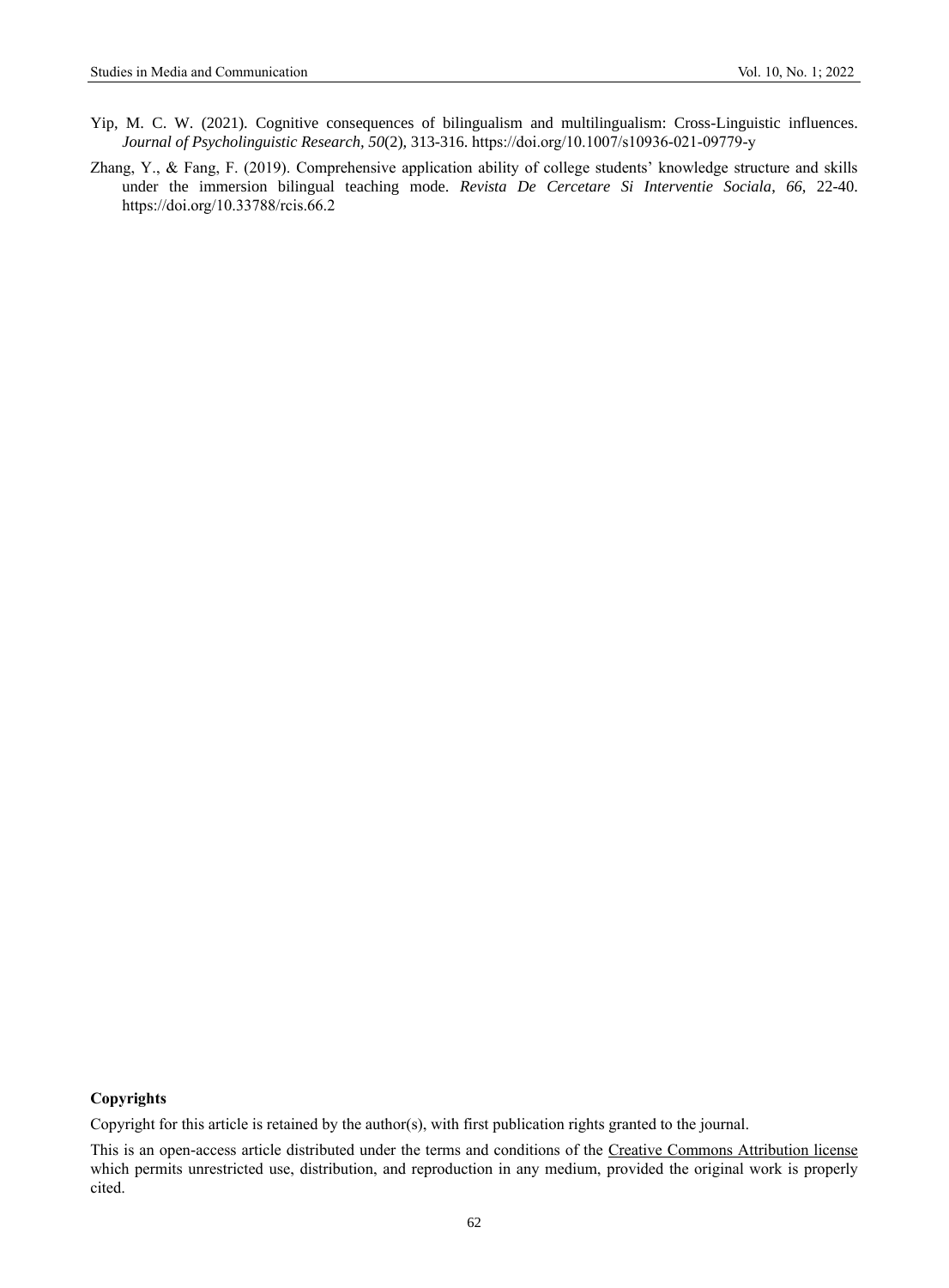Yip, M. C. W. (2021). Cognitive consequences of bilingualism and multilingualism: Cross-Linguistic influences. *Journal of Psycholinguistic Research, 50*(2), 313-316. https://doi.org/10.1007/s10936-021-09779-y

Zhang, Y., & Fang, F. (2019). Comprehensive application ability of college students' knowledge structure and skills under the immersion bilingual teaching mode. *Revista De Cercetare Si Interventie Sociala, 66,* 22-40. https://doi.org/10.33788/rcis.66.2

**Copyrights**

Copyright for this article is retained by the author(s), with first publication rights granted to the journal.

This is an open-access article distributed under the terms and conditions of the Creative Commons Attribution license which permits unrestricted use, distribution, and reproduction in any medium, provided the original work is properly cited.